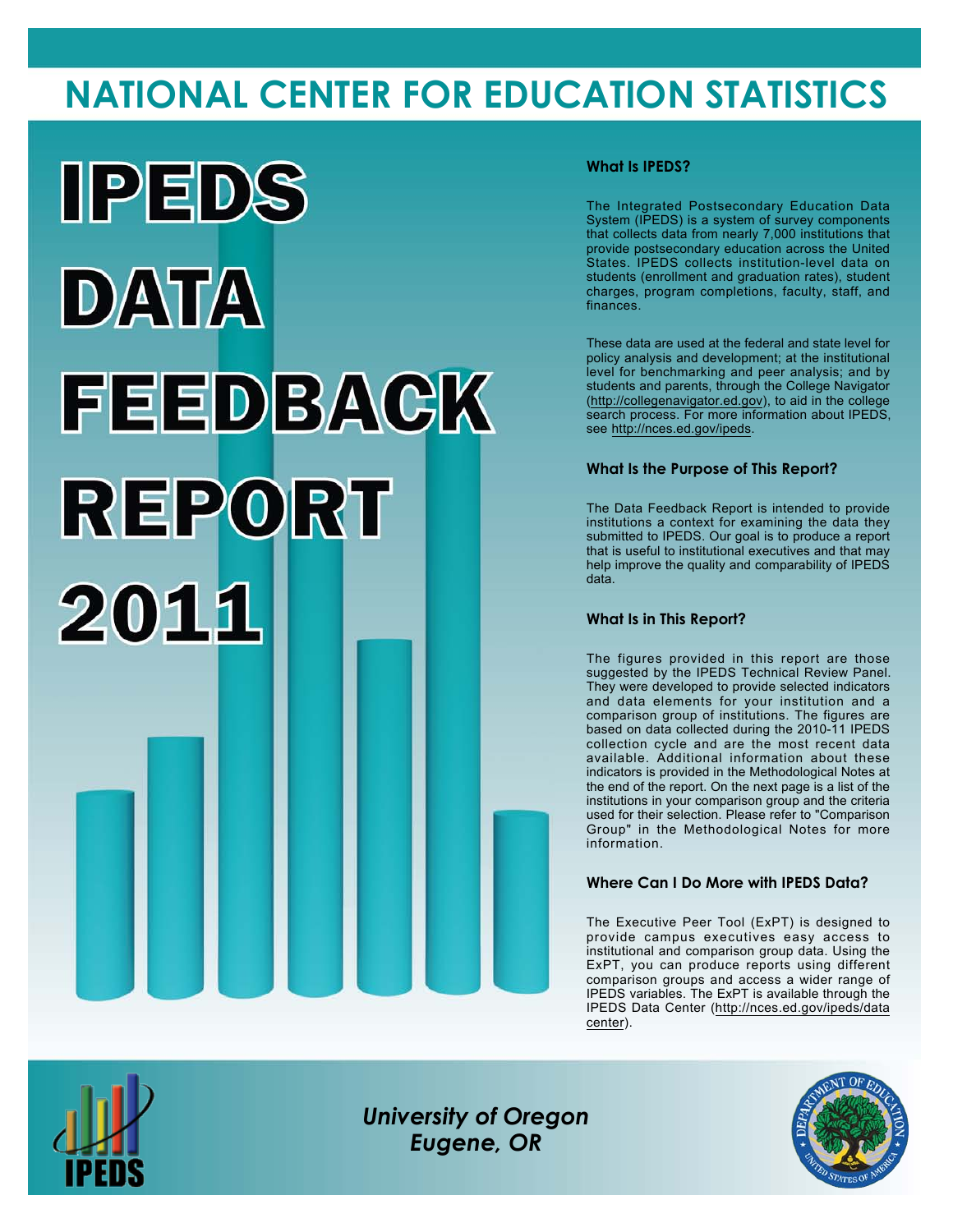# NATIONAL CENTER FOR EDUCATION STATISTICS

# IPEDS DATA FEEDBACK REPORT 2011

### What Is IPEDS?

The Integrated Postsecondary Education Data System (IPEDS) is a system of survey components that collects data from nearly 7,000 institutions that provide postsecondary education across the United States. IPEDS collects institution-level data on students (enrollment and graduation rates), student charges, program completions, faculty, staff, and finances.

These data are used at the federal and state level for policy analysis and development; at the institutional level for benchmarking and peer analysis; and by students and parents, through the College Navigator (http://collegenavigator.ed.gov), to aid in the college search process. For more information about IPEDS, see http://nces.ed.gov/ipeds.

### What Is the Purpose of This Report?

The Data Feedback Report is intended to provide institutions a context for examining the data they submitted to IPEDS. Our goal is to produce a report that is useful to institutional executives and that may help improve the quality and comparability of IPEDS data.

### What Is in This Report?

The figures provided in this report are those suggested by the IPEDS Technical Review Panel. They were developed to provide selected indicators and data elements for your institution and a comparison group of institutions. The figures are based on data collected during the 2010-11 IPEDS collection cycle and are the most recent data available. Additional information about these indicators is provided in the Methodological Notes at the end of the report. On the next page is a list of the institutions in your comparison group and the criteria used for their selection. Please refer to "Comparison Group" in the Methodological Notes for more information.

### Where Can I Do More with IPEDS Data?

The Executive Peer Tool (ExPT) is designed to provide campus executives easy access to institutional and comparison group data. Using the ExPT, you can produce reports using different comparison groups and access a wider range of IPEDS variables. The ExPT is available through the IPEDS Data Center (http://nces.ed.gov/ipeds/datacenter).

*University of Oregon*
*Eugene, OR*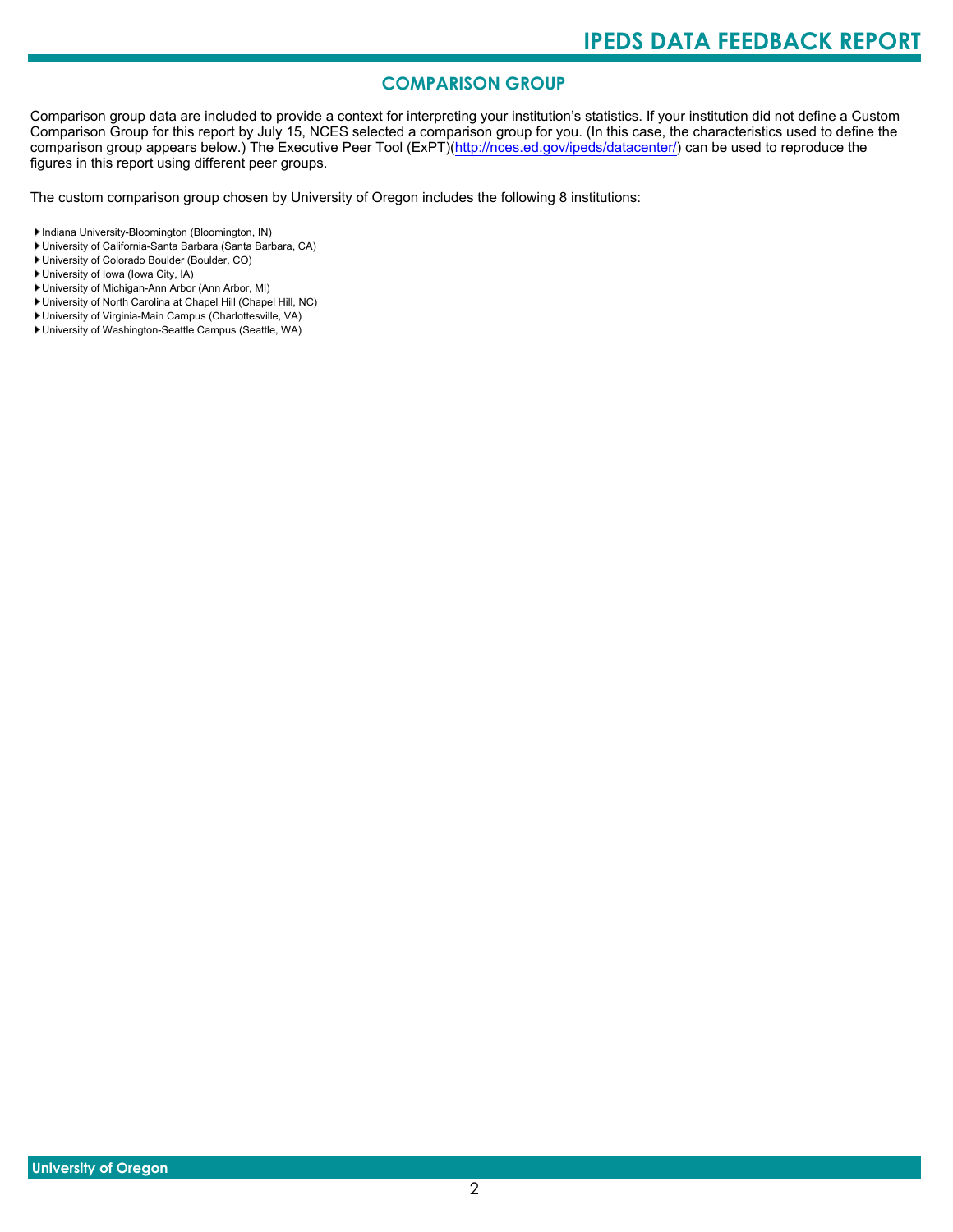## COMPARISON GROUP

Comparison group data are included to provide a context for interpreting your institution's statistics. If your institution did not define a Custom Comparison Group for this report by July 15, NCES selected a comparison group for you. (In this case, the characteristics used to define the comparison group appears below.) The Executive Peer Tool (ExPT)(http://nces.ed.gov/ipeds/datacenter/) can be used to reproduce the figures in this report using different peer groups.

The custom comparison group chosen by University of Oregon includes the following 8 institutions:

- Indiana University-Bloomington (Bloomington, IN)
- University of California-Santa Barbara (Santa Barbara, CA)
- University of Colorado Boulder (Boulder, CO)
- University of Iowa (Iowa City, IA)
- University of Michigan-Ann Arbor (Ann Arbor, MI)
- University of North Carolina at Chapel Hill (Chapel Hill, NC)
- University of Virginia-Main Campus (Charlottesville, VA)
- University of Washington-Seattle Campus (Seattle, WA)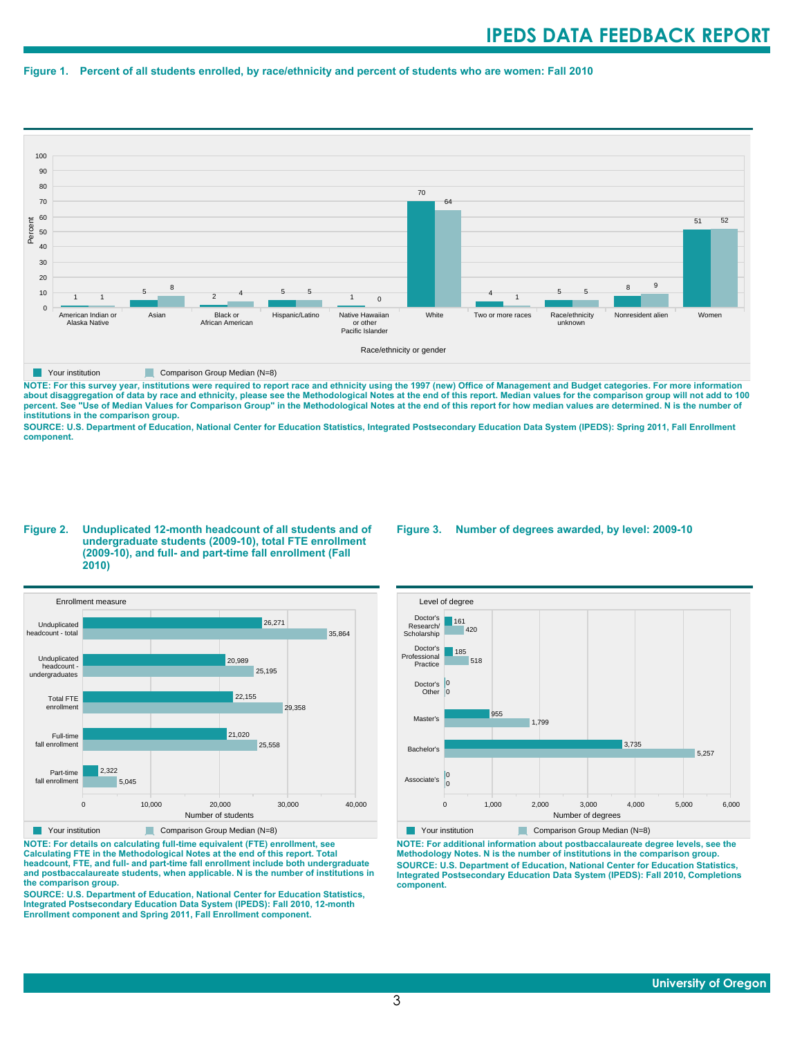# IPEDS DATA FEEDBACK REPORT

**Figure 1. Percent of all students enrolled, by race/ethnicity and percent of students who are women: Fall 2010**

| Race/ethnicity or gender | Your institution | Comparison Group Median (N=8) |
|---|---|---|
| American Indian or Alaska Native | 1 | 1 |
| Asian | 5 | 8 |
| Black or African American | 2 | 4 |
| Hispanic/Latino | 5 | 5 |
| Native Hawaiian or other Pacific Islander | 1 | 0 |
| White | 70 | 64 |
| Two or more races | 4 | 1 |
| Race/ethnicity unknown | 5 | 5 |
| Nonresident alien | 8 | 9 |
| Women | 51 | 52 |

**NOTE: For this survey year, institutions were required to report race and ethnicity using the 1997 (new) Office of Management and Budget categories. For more information about disaggregation of data by race and ethnicity, please see the Methodological Notes at the end of this report. Median values for the comparison group will not add to 100 percent. See "Use of Median Values for Comparison Group" in the Methodological Notes at the end of this report for how median values are determined. N is the number of institutions in the comparison group.**

**SOURCE: U.S. Department of Education, National Center for Education Statistics, Integrated Postsecondary Education Data System (IPEDS): Spring 2011, Fall Enrollment component.**

**Figure 2. Unduplicated 12-month headcount of all students and of undergraduate students (2009-10), total FTE enrollment (2009-10), and full- and part-time fall enrollment (Fall 2010)**

| Enrollment measure | Your institution | Comparison Group Median (N=8) |
|---|---|---|
| Unduplicated headcount - total | 26,271 | 35,864 |
| Unduplicated headcount - undergraduates | 20,989 | 25,195 |
| Total FTE enrollment | 22,155 | 29,358 |
| Full-time fall enrollment | 21,020 | 25,558 |
| Part-time fall enrollment | 2,322 | 5,045 |

**NOTE: For details on calculating full-time equivalent (FTE) enrollment, see Calculating FTE in the Methodological Notes at the end of this report. Total headcount, FTE, and full- and part-time fall enrollment include both undergraduate and postbaccalaureate students, when applicable. N is the number of institutions in the comparison group.**

**SOURCE: U.S. Department of Education, National Center for Education Statistics, Integrated Postsecondary Education Data System (IPEDS): Fall 2010, 12-month Enrollment component and Spring 2011, Fall Enrollment component.**

**Figure 3. Number of degrees awarded, by level: 2009-10**

| Level of degree | Your institution | Comparison Group Median (N=8) |
|---|---|---|
| Doctor's Research/ Scholarship | 161 | 420 |
| Doctor's Professional Practice | 185 | 518 |
| Doctor's Other | 0 | 0 |
| Master's | 955 | 1,799 |
| Bachelor's | 3,735 | 5,257 |
| Associate's | 0 | 0 |

**NOTE: For additional information about postbaccalaureate degree levels, see the Methodology Notes. N is the number of institutions in the comparison group.**

**SOURCE: U.S. Department of Education, National Center for Education Statistics, Integrated Postsecondary Education Data System (IPEDS): Fall 2010, Completions component.**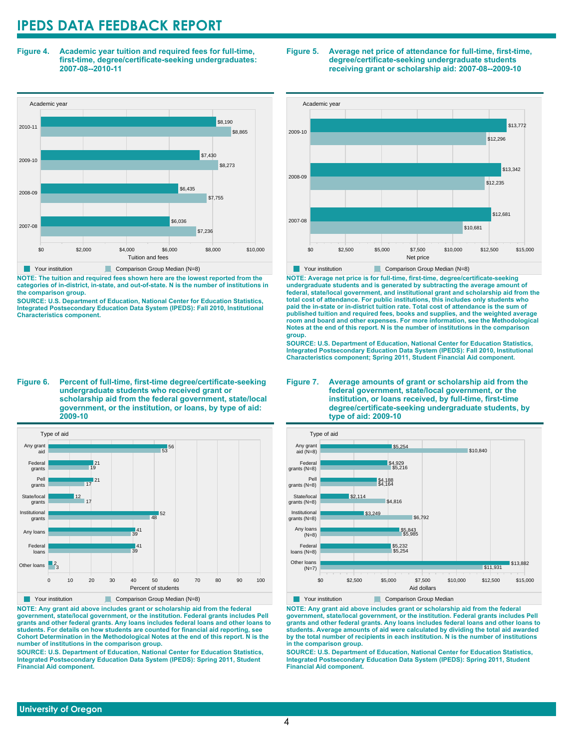# IPEDS DATA FEEDBACK REPORT

**Figure 4. Academic year tuition and required fees for full-time, first-time, degree/certificate-seeking undergraduates: 2007-08--2010-11**

| Academic year | Your institution | Comparison Group Median (N=8) |
|---|---|---|
| 2010-11 | $8,190 | $8,865 |
| 2009-10 | $7,430 | $8,273 |
| 2008-09 | $6,435 | $7,755 |
| 2007-08 | $6,036 | $7,236 |

**NOTE: The tuition and required fees shown here are the lowest reported from the categories of in-district, in-state, and out-of-state. N is the number of institutions in the comparison group.**

**SOURCE: U.S. Department of Education, National Center for Education Statistics, Integrated Postsecondary Education Data System (IPEDS): Fall 2010, Institutional Characteristics component.**

**Figure 5. Average net price of attendance for full-time, first-time, degree/certificate-seeking undergraduate students receiving grant or scholarship aid: 2007-08--2009-10**

| Academic year | Your institution | Comparison Group Median (N=8) |
|---|---|---|
| 2009-10 | $13,772 | $12,296 |
| 2008-09 | $13,342 | $12,235 |
| 2007-08 | $12,681 | $10,681 |

**NOTE: Average net price is for full-time, first-time, degree/certificate-seeking undergraduate students and is generated by subtracting the average amount of federal, state/local government, and institutional grant and scholarship aid from the total cost of attendance. For public institutions, this includes only students who paid the in-state or in-district tuition rate. Total cost of attendance is the sum of published tuition and required fees, books and supplies, and the weighted average room and board and other expenses. For more information, see the Methodological Notes at the end of this report. N is the number of institutions in the comparison group.**

**SOURCE: U.S. Department of Education, National Center for Education Statistics, Integrated Postsecondary Education Data System (IPEDS): Fall 2010, Institutional Characteristics component; Spring 2011, Student Financial Aid component.**

**Figure 6. Percent of full-time, first-time degree/certificate-seeking undergraduate students who received grant or scholarship aid from the federal government, state/local government, or the institution, or loans, by type of aid: 2009-10**

| Type of aid | Your institution | Comparison Group Median (N=8) |
|---|---|---|
| Any grant aid | 56 | 53 |
| Federal grants | 21 | 19 |
| Pell grants | 21 | 17 |
| State/local grants | 12 | 17 |
| Institutional grants | 52 | 48 |
| Any loans | 41 | 39 |
| Federal loans | 41 | 39 |
| Other loans | 2 | 3 |

**NOTE: Any grant aid above includes grant or scholarship aid from the federal government, state/local government, or the institution. Federal grants includes Pell grants and other federal grants. Any loans includes federal loans and other loans to students. For details on how students are counted for financial aid reporting, see Cohort Determination in the Methodological Notes at the end of this report. N is the number of institutions in the comparison group.**

**SOURCE: U.S. Department of Education, National Center for Education Statistics, Integrated Postsecondary Education Data System (IPEDS): Spring 2011, Student Financial Aid component.**

**Figure 7. Average amounts of grant or scholarship aid from the federal government, state/local government, or the institution, or loans received, by full-time, first-time degree/certificate-seeking undergraduate students, by type of aid: 2009-10**

| Type of aid | Your institution | Comparison Group Median |
|---|---|---|
| Any grant aid (N=8) | $5,254 | $10,840 |
| Federal grants (N=8) | $4,929 | $5,216 |
| Pell grants (N=8) | $4,188 | $4,164 |
| State/local grants (N=8) | $2,114 | $4,816 |
| Institutional grants (N=8) | $3,249 | $6,792 |
| Any loans (N=8) | $5,843 | $5,985 |
| Federal loans (N=8) | $5,232 | $5,254 |
| Other loans (N=7) | $13,882 | $11,931 |

**NOTE: Any grant aid above includes grant or scholarship aid from the federal government, state/local government, or the institution. Federal grants includes Pell grants and other federal grants. Any loans includes federal loans and other loans to students. Average amounts of aid were calculated by dividing the total aid awarded by the total number of recipients in each institution. N is the number of institutions in the comparison group.**

**SOURCE: U.S. Department of Education, National Center for Education Statistics, Integrated Postsecondary Education Data System (IPEDS): Spring 2011, Student Financial Aid component.**

University of Oregon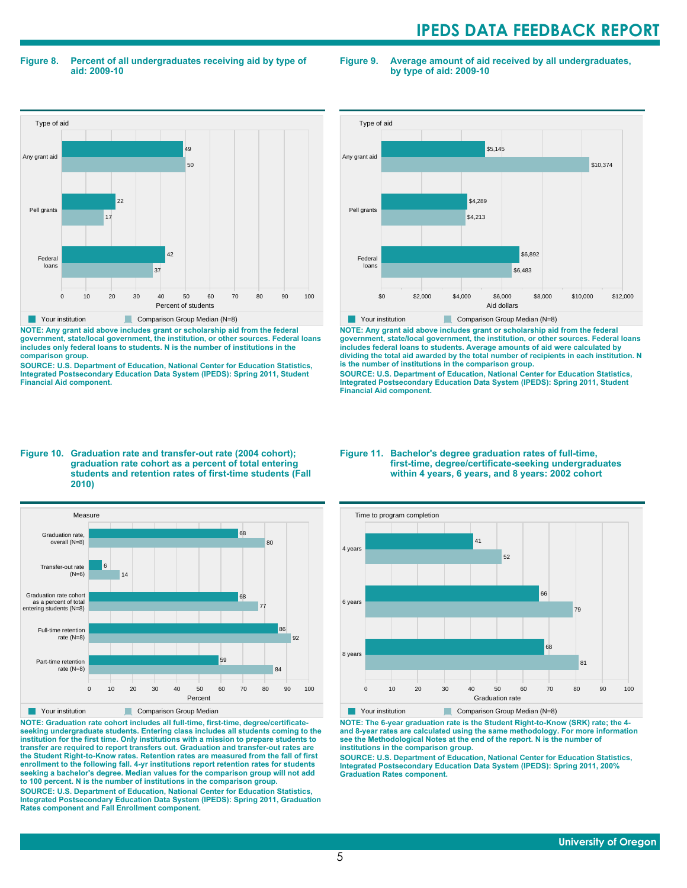**Figure 8. Percent of all undergraduates receiving aid by type of aid: 2009-10**

| Type of aid | Your institution | Comparison Group Median (N=8) |
|---|---|---|
| Any grant aid | 49 | 50 |
| Pell grants | 22 | 17 |
| Federal loans | 42 | 37 |

Percent of students

NOTE: Any grant aid above includes grant or scholarship aid from the federal government, state/local government, the institution, or other sources. Federal loans includes only federal loans to students. N is the number of institutions in the comparison group.

SOURCE: U.S. Department of Education, National Center for Education Statistics, Integrated Postsecondary Education Data System (IPEDS): Spring 2011, Student Financial Aid component.

**Figure 9. Average amount of aid received by all undergraduates, by type of aid: 2009-10**

| Type of aid | Your institution | Comparison Group Median (N=8) |
|---|---|---|
| Any grant aid | $5,145 | $10,374 |
| Pell grants | $4,289 | $4,213 |
| Federal loans | $6,892 | $6,483 |

Aid dollars

NOTE: Any grant aid above includes grant or scholarship aid from the federal government, state/local government, the institution, or other sources. Federal loans includes federal loans to students. Average amounts of aid were calculated by dividing the total aid awarded by the total number of recipients in each institution. N is the number of institutions in the comparison group.

SOURCE: U.S. Department of Education, National Center for Education Statistics, Integrated Postsecondary Education Data System (IPEDS): Spring 2011, Student Financial Aid component.

**Figure 10. Graduation rate and transfer-out rate (2004 cohort); graduation rate cohort as a percent of total entering students and retention rates of first-time students (Fall 2010)**

| Measure | Your institution | Comparison Group Median |
|---|---|---|
| Graduation rate, overall (N=8) | 68 | 80 |
| Transfer-out rate (N=6) | 6 | 14 |
| Graduation rate cohort as a percent of total entering students (N=8) | 68 | 77 |
| Full-time retention rate (N=8) | 86 | 92 |
| Part-time retention rate (N=8) | 59 | 84 |

Percent

NOTE: Graduation rate cohort includes all full-time, first-time, degree/certificate-seeking undergraduate students. Entering class includes all students coming to the institution for the first time. Only institutions with a mission to prepare students to transfer are required to report transfers out. Graduation and transfer-out rates are the Student Right-to-Know rates. Retention rates are measured from the fall of first enrollment to the following fall. 4-yr institutions report retention rates for students seeking a bachelor's degree. Median values for the comparison group will not add to 100 percent. N is the number of institutions in the comparison group.

SOURCE: U.S. Department of Education, National Center for Education Statistics, Integrated Postsecondary Education Data System (IPEDS): Spring 2011, Graduation Rates component and Fall Enrollment component.

**Figure 11. Bachelor's degree graduation rates of full-time, first-time, degree/certificate-seeking undergraduates within 4 years, 6 years, and 8 years: 2002 cohort**

| Time to program completion | Your institution | Comparison Group Median (N=8) |
|---|---|---|
| 4 years | 41 | 52 |
| 6 years | 66 | 79 |
| 8 years | 68 | 81 |

Graduation rate

NOTE: The 6-year graduation rate is the Student Right-to-Know (SRK) rate; the 4- and 8-year rates are calculated using the same methodology. For more information see the Methodological Notes at the end of the report. N is the number of institutions in the comparison group.

SOURCE: U.S. Department of Education, National Center for Education Statistics, Integrated Postsecondary Education Data System (IPEDS): Spring 2011, 200% Graduation Rates component.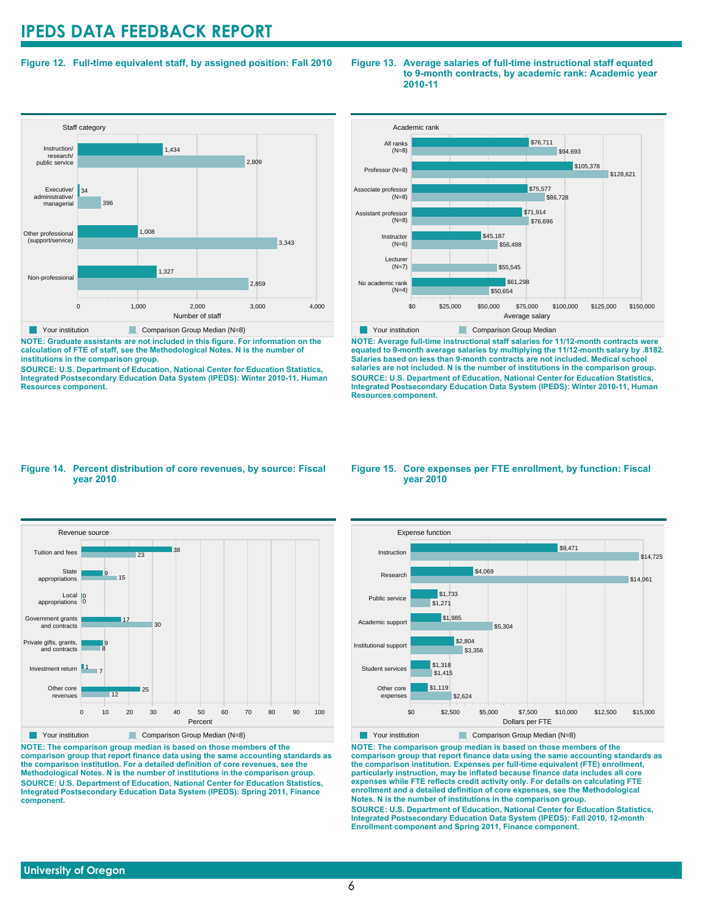# IPEDS DATA FEEDBACK REPORT

## Figure 12. Full-time equivalent staff, by assigned position: Fall 2010

| Staff category | Your institution | Comparison Group Median (N=8) |
| --- | --- | --- |
| Instruction/ research/ public service | 1,434 | 2,809 |
| Executive/ administrative/ managerial | 34 | 396 |
| Other professional (support/service) | 1,008 | 3,343 |
| Non-professional | 1,327 | 2,859 |

NOTE: Graduate assistants are not included in this figure. For information on the calculation of FTE of staff, see the Methodological Notes. N is the number of institutions in the comparison group.

SOURCE: U.S. Department of Education, National Center for Education Statistics, Integrated Postsecondary Education Data System (IPEDS): Winter 2010-11, Human Resources component.

## Figure 13. Average salaries of full-time instructional staff equated to 9-month contracts, by academic rank: Academic year 2010-11

| Academic rank | Your institution | Comparison Group Median |
| --- | --- | --- |
| All ranks (N=8) | $76,711 | $94,693 |
| Professor (N=8) | $105,378 | $128,621 |
| Associate professor (N=8) | $75,577 | $86,728 |
| Assistant professor (N=8) | $71,914 | $76,696 |
| Instructor (N=6) | $45,187 | $56,498 |
| Lecturer (N=7) | | $55,545 |
| No academic rank (N=4) | $61,298 | $50,654 |

NOTE: Average full-time instructional staff salaries for 11/12-month contracts were equated to 9-month average salaries by multiplying the 11/12-month salary by .8182. Salaries based on less than 9-month contracts are not included. Medical school salaries are not included. N is the number of institutions in the comparison group.

SOURCE: U.S. Department of Education, National Center for Education Statistics, Integrated Postsecondary Education Data System (IPEDS): Winter 2010-11, Human Resources component.

## Figure 14. Percent distribution of core revenues, by source: Fiscal year 2010

| Revenue source | Your institution | Comparison Group Median (N=8) |
| --- | --- | --- |
| Tuition and fees | 38 | 23 |
| State appropriations | 9 | 15 |
| Local appropriations | 0 | 0 |
| Government grants and contracts | 17 | 30 |
| Private gifts, grants, and contracts | 9 | 8 |
| Investment return | 1 | 7 |
| Other core revenues | 25 | 12 |

NOTE: The comparison group median is based on those members of the comparison group that report finance data using the same accounting standards as the comparison institution. For a detailed definition of core revenues, see the Methodological Notes. N is the number of institutions in the comparison group.

SOURCE: U.S. Department of Education, National Center for Education Statistics, Integrated Postsecondary Education Data System (IPEDS): Spring 2011, Finance component.

## Figure 15. Core expenses per FTE enrollment, by function: Fiscal year 2010

| Expense function | Your institution | Comparison Group Median (N=8) |
| --- | --- | --- |
| Instruction | $9,471 | $14,725 |
| Research | $4,069 | $14,061 |
| Public service | $1,733 | $1,271 |
| Academic support | $1,985 | $5,304 |
| Institutional support | $2,804 | $3,356 |
| Student services | $1,318 | $1,415 |
| Other core expenses | $1,119 | $2,624 |

NOTE: The comparison group median is based on those members of the comparison group that report finance data using the same accounting standards as the comparison institution. Expenses per full-time equivalent (FTE) enrollment, particularly instruction, may be inflated because finance data includes all core expenses while FTE reflects credit activity only. For details on calculating FTE enrollment and a detailed definition of core expenses, see the Methodological Notes. N is the number of institutions in the comparison group.

SOURCE: U.S. Department of Education, National Center for Education Statistics, Integrated Postsecondary Education Data System (IPEDS): Fall 2010, 12-month Enrollment component and Spring 2011, Finance component.

University of Oregon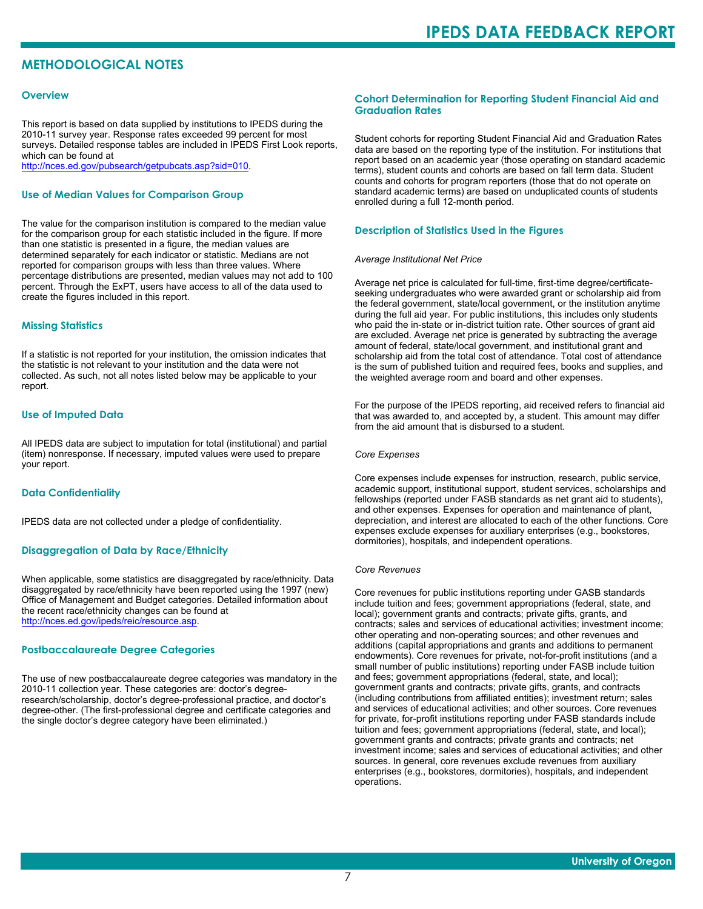## METHODOLOGICAL NOTES

### Overview

This report is based on data supplied by institutions to IPEDS during the 2010-11 survey year. Response rates exceeded 99 percent for most surveys. Detailed response tables are included in IPEDS First Look reports, which can be found at http://nces.ed.gov/pubsearch/getpubcats.asp?sid=010.

### Use of Median Values for Comparison Group

The value for the comparison institution is compared to the median value for the comparison group for each statistic included in the figure. If more than one statistic is presented in a figure, the median values are determined separately for each indicator or statistic. Medians are not reported for comparison groups with less than three values. Where percentage distributions are presented, median values may not add to 100 percent. Through the ExPT, users have access to all of the data used to create the figures included in this report.

### Missing Statistics

If a statistic is not reported for your institution, the omission indicates that the statistic is not relevant to your institution and the data were not collected. As such, not all notes listed below may be applicable to your report.

### Use of Imputed Data

All IPEDS data are subject to imputation for total (institutional) and partial (item) nonresponse. If necessary, imputed values were used to prepare your report.

### Data Confidentiality

IPEDS data are not collected under a pledge of confidentiality.

### Disaggregation of Data by Race/Ethnicity

When applicable, some statistics are disaggregated by race/ethnicity. Data disaggregated by race/ethnicity have been reported using the 1997 (new) Office of Management and Budget categories. Detailed information about the recent race/ethnicity changes can be found at http://nces.ed.gov/ipeds/reic/resource.asp.

### Postbaccalaureate Degree Categories

The use of new postbaccalaureate degree categories was mandatory in the 2010-11 collection year. These categories are: doctor's degree-research/scholarship, doctor's degree-professional practice, and doctor's degree-other. (The first-professional degree and certificate categories and the single doctor's degree category have been eliminated.)

### Cohort Determination for Reporting Student Financial Aid and Graduation Rates

Student cohorts for reporting Student Financial Aid and Graduation Rates data are based on the reporting type of the institution. For institutions that report based on an academic year (those operating on standard academic terms), student counts and cohorts are based on fall term data. Student counts and cohorts for program reporters (those that do not operate on standard academic terms) are based on unduplicated counts of students enrolled during a full 12-month period.

### Description of Statistics Used in the Figures

*Average Institutional Net Price*

Average net price is calculated for full-time, first-time degree/certificate-seeking undergraduates who were awarded grant or scholarship aid from the federal government, state/local government, or the institution anytime during the full aid year. For public institutions, this includes only students who paid the in-state or in-district tuition rate. Other sources of grant aid are excluded. Average net price is generated by subtracting the average amount of federal, state/local government, and institutional grant and scholarship aid from the total cost of attendance. Total cost of attendance is the sum of published tuition and required fees, books and supplies, and the weighted average room and board and other expenses.

For the purpose of the IPEDS reporting, aid received refers to financial aid that was awarded to, and accepted by, a student. This amount may differ from the aid amount that is disbursed to a student.

*Core Expenses*

Core expenses include expenses for instruction, research, public service, academic support, institutional support, student services, scholarships and fellowships (reported under FASB standards as net grant aid to students), and other expenses. Expenses for operation and maintenance of plant, depreciation, and interest are allocated to each of the other functions. Core expenses exclude expenses for auxiliary enterprises (e.g., bookstores, dormitories), hospitals, and independent operations.

*Core Revenues*

Core revenues for public institutions reporting under GASB standards include tuition and fees; government appropriations (federal, state, and local); government grants and contracts; private gifts, grants, and contracts; sales and services of educational activities; investment income; other operating and non-operating sources; and other revenues and additions (capital appropriations and grants and additions to permanent endowments). Core revenues for private, not-for-profit institutions (and a small number of public institutions) reporting under FASB include tuition and fees; government appropriations (federal, state, and local); government grants and contracts; private gifts, grants, and contracts (including contributions from affiliated entities); investment return; sales and services of educational activities; and other sources. Core revenues for private, for-profit institutions reporting under FASB standards include tuition and fees; government appropriations (federal, state, and local); government grants and contracts; private grants and contracts; net investment income; sales and services of educational activities; and other sources. In general, core revenues exclude revenues from auxiliary enterprises (e.g., bookstores, dormitories), hospitals, and independent operations.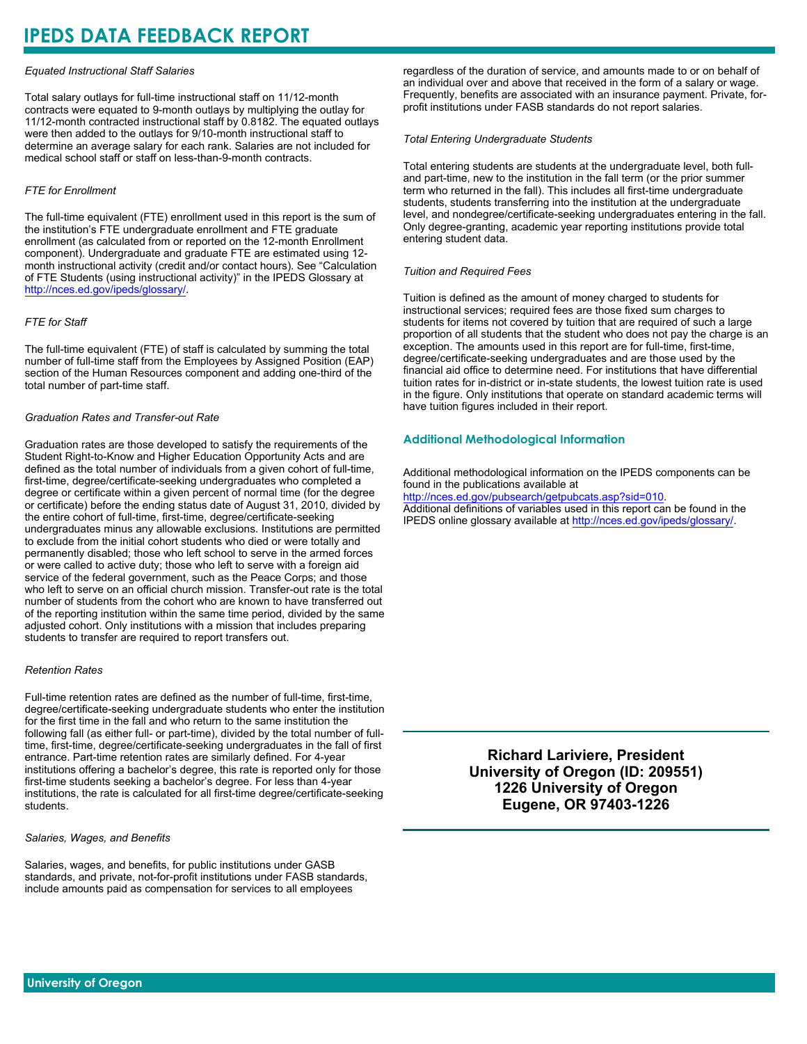*Equated Instructional Staff Salaries*

Total salary outlays for full-time instructional staff on 11/12-month contracts were equated to 9-month outlays by multiplying the outlay for 11/12-month contracted instructional staff by 0.8182. The equated outlays were then added to the outlays for 9/10-month instructional staff to determine an average salary for each rank. Salaries are not included for medical school staff or staff on less-than-9-month contracts.

*FTE for Enrollment*

The full-time equivalent (FTE) enrollment used in this report is the sum of the institution's FTE undergraduate enrollment and FTE graduate enrollment (as calculated from or reported on the 12-month Enrollment component). Undergraduate and graduate FTE are estimated using 12-month instructional activity (credit and/or contact hours). See "Calculation of FTE Students (using instructional activity)" in the IPEDS Glossary at http://nces.ed.gov/ipeds/glossary/.

*FTE for Staff*

The full-time equivalent (FTE) of staff is calculated by summing the total number of full-time staff from the Employees by Assigned Position (EAP) section of the Human Resources component and adding one-third of the total number of part-time staff.

*Graduation Rates and Transfer-out Rate*

Graduation rates are those developed to satisfy the requirements of the Student Right-to-Know and Higher Education Opportunity Acts and are defined as the total number of individuals from a given cohort of full-time, first-time, degree/certificate-seeking undergraduates who completed a degree or certificate within a given percent of normal time (for the degree or certificate) before the ending status date of August 31, 2010, divided by the entire cohort of full-time, first-time, degree/certificate-seeking undergraduates minus any allowable exclusions. Institutions are permitted to exclude from the initial cohort students who died or were totally and permanently disabled; those who left school to serve in the armed forces or were called to active duty; those who left to serve with a foreign aid service of the federal government, such as the Peace Corps; and those who left to serve on an official church mission. Transfer-out rate is the total number of students from the cohort who are known to have transferred out of the reporting institution within the same time period, divided by the same adjusted cohort. Only institutions with a mission that includes preparing students to transfer are required to report transfers out.

*Retention Rates*

Full-time retention rates are defined as the number of full-time, first-time, degree/certificate-seeking undergraduate students who enter the institution for the first time in the fall and who return to the same institution the following fall (as either full- or part-time), divided by the total number of full-time, first-time, degree/certificate-seeking undergraduates in the fall of first entrance. Part-time retention rates are similarly defined. For 4-year institutions offering a bachelor's degree, this rate is reported only for those first-time students seeking a bachelor's degree. For less than 4-year institutions, the rate is calculated for all first-time degree/certificate-seeking students.

*Salaries, Wages, and Benefits*

Salaries, wages, and benefits, for public institutions under GASB standards, and private, not-for-profit institutions under FASB standards, include amounts paid as compensation for services to all employees regardless of the duration of service, and amounts made to or on behalf of an individual over and above that received in the form of a salary or wage. Frequently, benefits are associated with an insurance payment. Private, for-profit institutions under FASB standards do not report salaries.

*Total Entering Undergraduate Students*

Total entering students are students at the undergraduate level, both full- and part-time, new to the institution in the fall term (or the prior summer term who returned in the fall). This includes all first-time undergraduate students, students transferring into the institution at the undergraduate level, and nondegree/certificate-seeking undergraduates entering in the fall. Only degree-granting, academic year reporting institutions provide total entering student data.

*Tuition and Required Fees*

Tuition is defined as the amount of money charged to students for instructional services; required fees are those fixed sum charges to students for items not covered by tuition that are required of such a large proportion of all students that the student who does not pay the charge is an exception. The amounts used in this report are for full-time, first-time, degree/certificate-seeking undergraduates and are those used by the financial aid office to determine need. For institutions that have differential tuition rates for in-district or in-state students, the lowest tuition rate is used in the figure. Only institutions that operate on standard academic terms will have tuition figures included in their report.

## Additional Methodological Information

Additional methodological information on the IPEDS components can be found in the publications available at http://nces.ed.gov/pubsearch/getpubcats.asp?sid=010.
Additional definitions of variables used in this report can be found in the IPEDS online glossary available at http://nces.ed.gov/ipeds/glossary/.

**Richard Lariviere, President**
**University of Oregon (ID: 209551)**
**1226 University of Oregon**
**Eugene, OR 97403-1226**